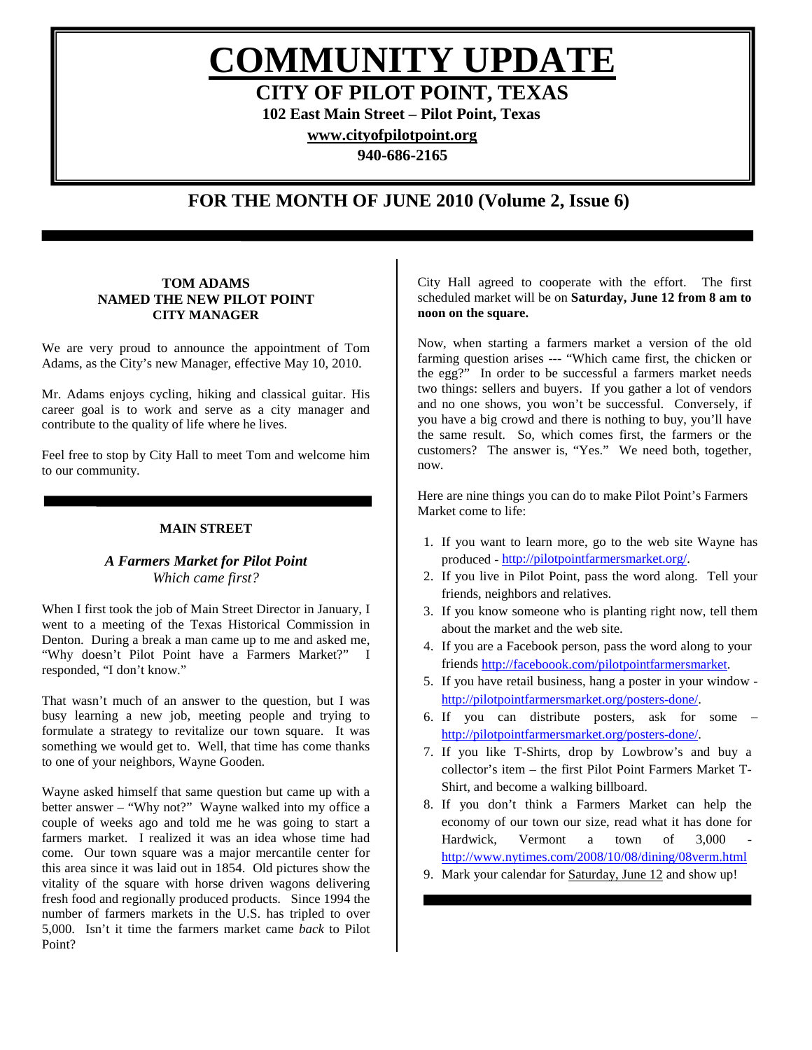# COMMUNITY UPDATE

## CITY OF PILOT POINT, TEXAS

**102 East Main Street – Pilot Point, Texas**

**www.cityofpilotpoint.org**

**940-686-2165**

## FOR THE MONTH OF JUNE 2010 (Volume 2, Issue 6)

### TOM ADAMS NAMED THE NEW PILOT POINT CITY MANAGER

We are very proud to announce the appointment of Tom Adams, as the City's new Manager, effective May 10, 2010.

Mr. Adams enjoys cycling, hiking and classical guitar. His career goal is to work and serve as a city manager and contribute to the quality of life where he lives.

Feel free to stop by City Hall to meet Tom and welcome him to our community.

### MAIN STREET

***A Farmers Market for Pilot Point***

*Which came first?*

When I first took the job of Main Street Director in January, I went to a meeting of the Texas Historical Commission in Denton. During a break a man came up to me and asked me, "Why doesn't Pilot Point have a Farmers Market?" I responded, "I don't know."

That wasn't much of an answer to the question, but I was busy learning a new job, meeting people and trying to formulate a strategy to revitalize our town square. It was something we would get to. Well, that time has come thanks to one of your neighbors, Wayne Gooden.

Wayne asked himself that same question but came up with a better answer – "Why not?" Wayne walked into my office a couple of weeks ago and told me he was going to start a farmers market. I realized it was an idea whose time had come. Our town square was a major mercantile center for this area since it was laid out in 1854. Old pictures show the vitality of the square with horse driven wagons delivering fresh food and regionally produced products. Since 1994 the number of farmers markets in the U.S. has tripled to over 5,000. Isn't it time the farmers market came *back* to Pilot Point?

City Hall agreed to cooperate with the effort. The first scheduled market will be on **Saturday, June 12 from 8 am to noon on the square.**

Now, when starting a farmers market a version of the old farming question arises --- "Which came first, the chicken or the egg?" In order to be successful a farmers market needs two things: sellers and buyers. If you gather a lot of vendors and no one shows, you won't be successful. Conversely, if you have a big crowd and there is nothing to buy, you'll have the same result. So, which comes first, the farmers or the customers? The answer is, "Yes." We need both, together, now.

Here are nine things you can do to make Pilot Point's Farmers Market come to life:

1. If you want to learn more, go to the web site Wayne has produced - http://pilotpointfarmersmarket.org/.
2. If you live in Pilot Point, pass the word along. Tell your friends, neighbors and relatives.
3. If you know someone who is planting right now, tell them about the market and the web site.
4. If you are a Facebook person, pass the word along to your friends http://faceboook.com/pilotpointfarmersmarket.
5. If you have retail business, hang a poster in your window - http://pilotpointfarmersmarket.org/posters-done/.
6. If you can distribute posters, ask for some – http://pilotpointfarmersmarket.org/posters-done/.
7. If you like T-Shirts, drop by Lowbrow's and buy a collector's item – the first Pilot Point Farmers Market T-Shirt, and become a walking billboard.
8. If you don't think a Farmers Market can help the economy of our town our size, read what it has done for Hardwick, Vermont a town of 3,000 - http://www.nytimes.com/2008/10/08/dining/08verm.html
9. Mark your calendar for Saturday, June 12 and show up!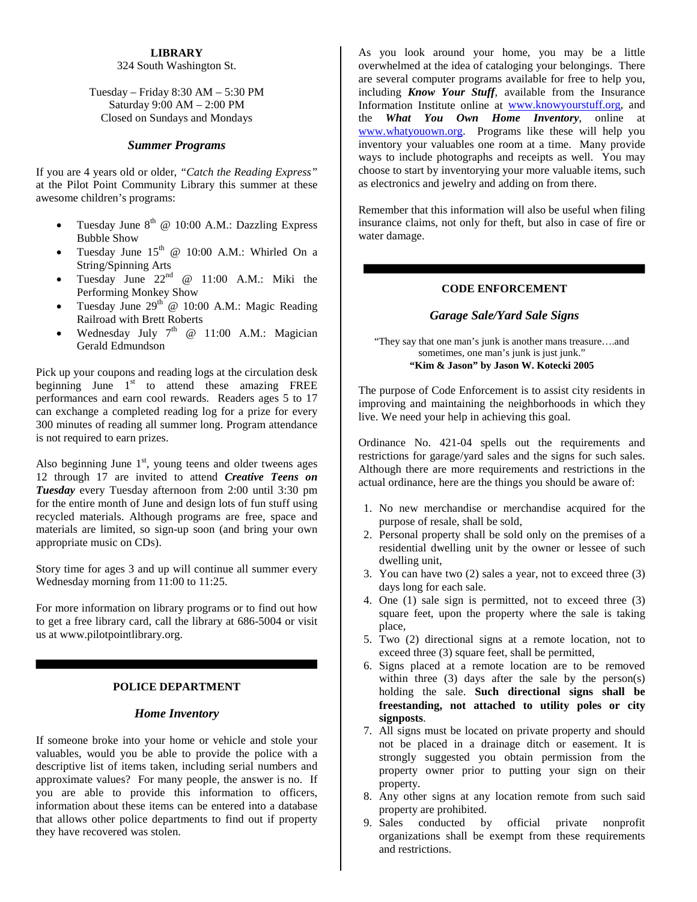## LIBRARY

324 South Washington St.

Tuesday – Friday 8:30 AM – 5:30 PM
Saturday 9:00 AM – 2:00 PM
Closed on Sundays and Mondays

### *Summer Programs*

If you are 4 years old or older, *"Catch the Reading Express"* at the Pilot Point Community Library this summer at these awesome children's programs:

- Tuesday June 8th @ 10:00 A.M.: Dazzling Express Bubble Show
- Tuesday June 15th @ 10:00 A.M.: Whirled On a String/Spinning Arts
- Tuesday June 22nd @ 11:00 A.M.: Miki the Performing Monkey Show
- Tuesday June 29th @ 10:00 A.M.: Magic Reading Railroad with Brett Roberts
- Wednesday July 7th @ 11:00 A.M.: Magician Gerald Edmundson

Pick up your coupons and reading logs at the circulation desk beginning June 1st to attend these amazing FREE performances and earn cool rewards. Readers ages 5 to 17 can exchange a completed reading log for a prize for every 300 minutes of reading all summer long. Program attendance is not required to earn prizes.

Also beginning June 1st, young teens and older tweens ages 12 through 17 are invited to attend ***Creative Teens on Tuesday*** every Tuesday afternoon from 2:00 until 3:30 pm for the entire month of June and design lots of fun stuff using recycled materials. Although programs are free, space and materials are limited, so sign-up soon (and bring your own appropriate music on CDs).

Story time for ages 3 and up will continue all summer every Wednesday morning from 11:00 to 11:25.

For more information on library programs or to find out how to get a free library card, call the library at 686-5004 or visit us at www.pilotpointlibrary.org.

---

## POLICE DEPARTMENT

### *Home Inventory*

If someone broke into your home or vehicle and stole your valuables, would you be able to provide the police with a descriptive list of items taken, including serial numbers and approximate values? For many people, the answer is no. If you are able to provide this information to officers, information about these items can be entered into a database that allows other police departments to find out if property they have recovered was stolen.

As you look around your home, you may be a little overwhelmed at the idea of cataloging your belongings. There are several computer programs available for free to help you, including ***Know Your Stuff***, available from the Insurance Information Institute online at www.knowyourstuff.org, and the ***What You Own Home Inventory***, online at www.whatyouown.org. Programs like these will help you inventory your valuables one room at a time. Many provide ways to include photographs and receipts as well. You may choose to start by inventorying your more valuable items, such as electronics and jewelry and adding on from there.

Remember that this information will also be useful when filing insurance claims, not only for theft, but also in case of fire or water damage.

---

## CODE ENFORCEMENT

### *Garage Sale/Yard Sale Signs*

"They say that one man's junk is another mans treasure….and sometimes, one man's junk is just junk."
**"Kim & Jason" by Jason W. Kotecki 2005**

The purpose of Code Enforcement is to assist city residents in improving and maintaining the neighborhoods in which they live. We need your help in achieving this goal.

Ordinance No. 421-04 spells out the requirements and restrictions for garage/yard sales and the signs for such sales. Although there are more requirements and restrictions in the actual ordinance, here are the things you should be aware of:

1. No new merchandise or merchandise acquired for the purpose of resale, shall be sold,
2. Personal property shall be sold only on the premises of a residential dwelling unit by the owner or lessee of such dwelling unit,
3. You can have two (2) sales a year, not to exceed three (3) days long for each sale.
4. One (1) sale sign is permitted, not to exceed three (3) square feet, upon the property where the sale is taking place,
5. Two (2) directional signs at a remote location, not to exceed three (3) square feet, shall be permitted,
6. Signs placed at a remote location are to be removed within three (3) days after the sale by the person(s) holding the sale. **Such directional signs shall be freestanding, not attached to utility poles or city signposts**.
7. All signs must be located on private property and should not be placed in a drainage ditch or easement. It is strongly suggested you obtain permission from the property owner prior to putting your sign on their property.
8. Any other signs at any location remote from such said property are prohibited.
9. Sales conducted by official private nonprofit organizations shall be exempt from these requirements and restrictions.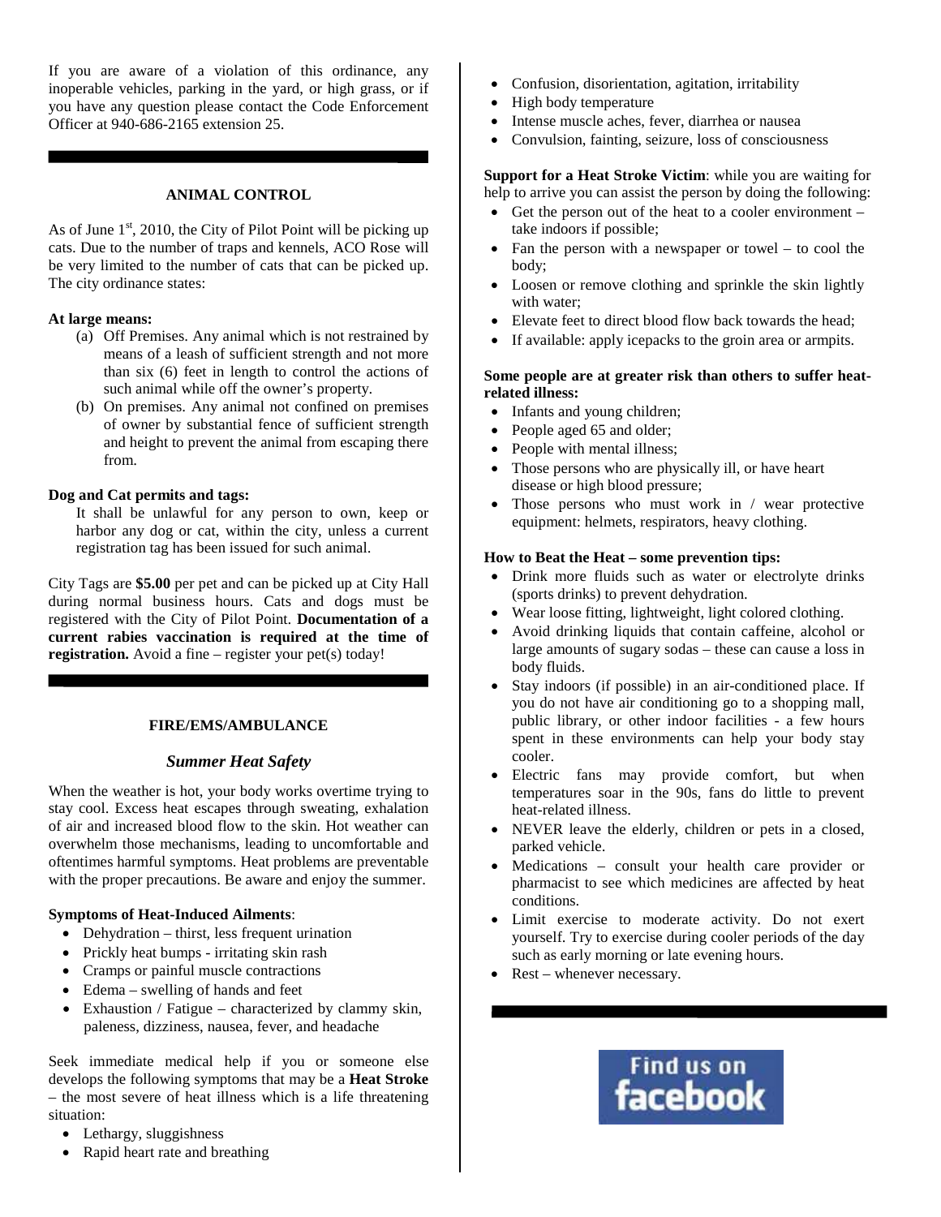If you are aware of a violation of this ordinance, any inoperable vehicles, parking in the yard, or high grass, or if you have any question please contact the Code Enforcement Officer at 940-686-2165 extension 25.

## ANIMAL CONTROL

As of June 1st, 2010, the City of Pilot Point will be picking up cats. Due to the number of traps and kennels, ACO Rose will be very limited to the number of cats that can be picked up. The city ordinance states:

**At large means:**

(a) Off Premises. Any animal which is not restrained by means of a leash of sufficient strength and not more than six (6) feet in length to control the actions of such animal while off the owner's property.

(b) On premises. Any animal not confined on premises of owner by substantial fence of sufficient strength and height to prevent the animal from escaping there from.

**Dog and Cat permits and tags:**

It shall be unlawful for any person to own, keep or harbor any dog or cat, within the city, unless a current registration tag has been issued for such animal.

City Tags are **$5.00** per pet and can be picked up at City Hall during normal business hours. Cats and dogs must be registered with the City of Pilot Point. **Documentation of a current rabies vaccination is required at the time of registration.** Avoid a fine – register your pet(s) today!

## FIRE/EMS/AMBULANCE

### *Summer Heat Safety*

When the weather is hot, your body works overtime trying to stay cool. Excess heat escapes through sweating, exhalation of air and increased blood flow to the skin. Hot weather can overwhelm those mechanisms, leading to uncomfortable and oftentimes harmful symptoms. Heat problems are preventable with the proper precautions. Be aware and enjoy the summer.

**Symptoms of Heat-Induced Ailments**:

- Dehydration – thirst, less frequent urination
- Prickly heat bumps - irritating skin rash
- Cramps or painful muscle contractions
- Edema – swelling of hands and feet
- Exhaustion / Fatigue – characterized by clammy skin, paleness, dizziness, nausea, fever, and headache

Seek immediate medical help if you or someone else develops the following symptoms that may be a **Heat Stroke** – the most severe of heat illness which is a life threatening situation:

- Lethargy, sluggishness
- Rapid heart rate and breathing
- Confusion, disorientation, agitation, irritability
- High body temperature
- Intense muscle aches, fever, diarrhea or nausea
- Convulsion, fainting, seizure, loss of consciousness

**Support for a Heat Stroke Victim**: while you are waiting for help to arrive you can assist the person by doing the following:

- Get the person out of the heat to a cooler environment – take indoors if possible;
- Fan the person with a newspaper or towel – to cool the body;
- Loosen or remove clothing and sprinkle the skin lightly with water;
- Elevate feet to direct blood flow back towards the head;
- If available: apply icepacks to the groin area or armpits.

**Some people are at greater risk than others to suffer heat-related illness:**

- Infants and young children;
- People aged 65 and older;
- People with mental illness;
- Those persons who are physically ill, or have heart disease or high blood pressure;
- Those persons who must work in / wear protective equipment: helmets, respirators, heavy clothing.

**How to Beat the Heat – some prevention tips:**

- Drink more fluids such as water or electrolyte drinks (sports drinks) to prevent dehydration.
- Wear loose fitting, lightweight, light colored clothing.
- Avoid drinking liquids that contain caffeine, alcohol or large amounts of sugary sodas – these can cause a loss in body fluids.
- Stay indoors (if possible) in an air-conditioned place. If you do not have air conditioning go to a shopping mall, public library, or other indoor facilities - a few hours spent in these environments can help your body stay cooler.
- Electric fans may provide comfort, but when temperatures soar in the 90s, fans do little to prevent heat-related illness.
- NEVER leave the elderly, children or pets in a closed, parked vehicle.
- Medications – consult your health care provider or pharmacist to see which medicines are affected by heat conditions.
- Limit exercise to moderate activity. Do not exert yourself. Try to exercise during cooler periods of the day such as early morning or late evening hours.
- Rest – whenever necessary.

Find us on facebook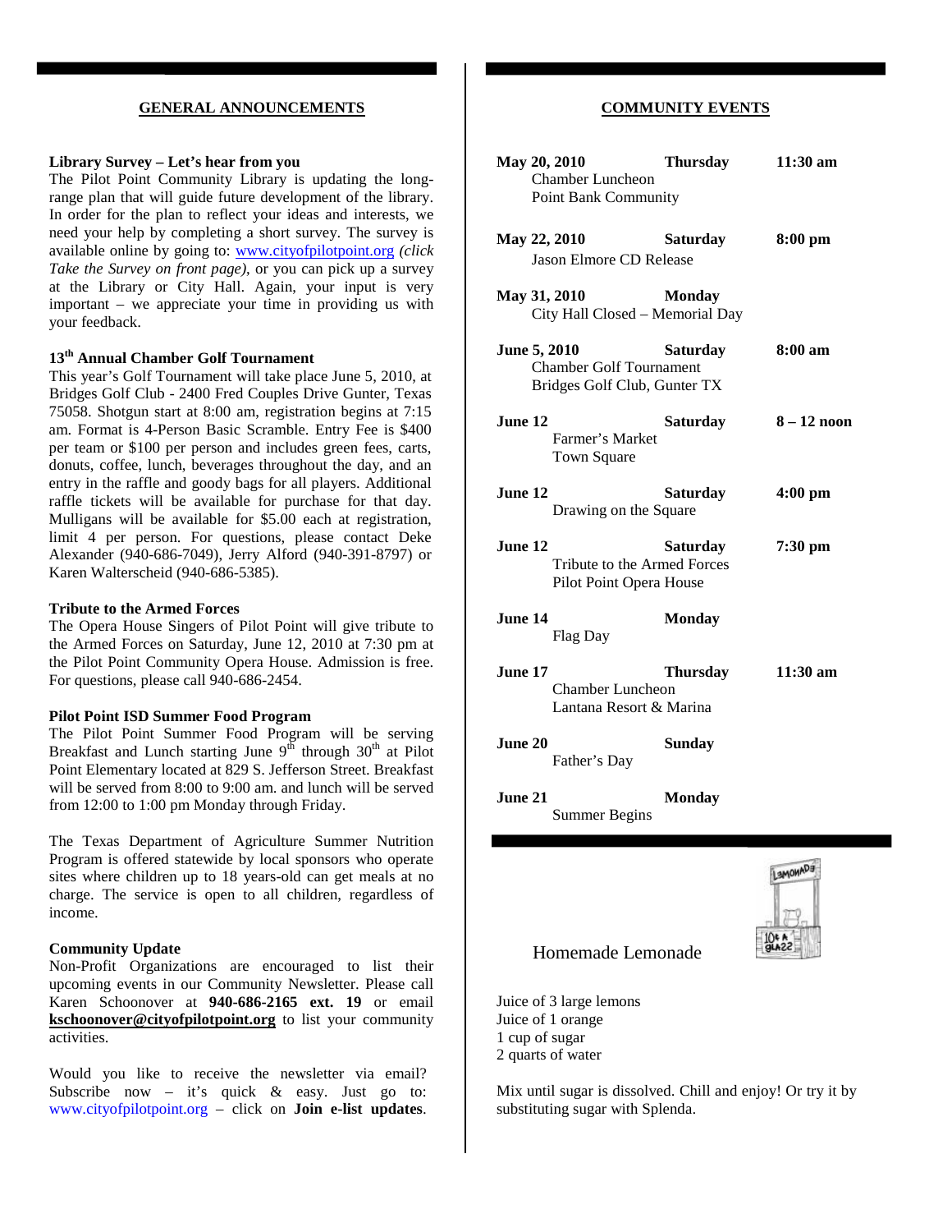## GENERAL ANNOUNCEMENTS

**Library Survey – Let's hear from you**

The Pilot Point Community Library is updating the long-range plan that will guide future development of the library. In order for the plan to reflect your ideas and interests, we need your help by completing a short survey. The survey is available online by going to: www.cityofpilotpoint.org *(click Take the Survey on front page)*, or you can pick up a survey at the Library or City Hall. Again, your input is very important – we appreciate your time in providing us with your feedback.

**13th Annual Chamber Golf Tournament**

This year's Golf Tournament will take place June 5, 2010, at Bridges Golf Club - 2400 Fred Couples Drive Gunter, Texas 75058. Shotgun start at 8:00 am, registration begins at 7:15 am. Format is 4-Person Basic Scramble. Entry Fee is $400 per team or $100 per person and includes green fees, carts, donuts, coffee, lunch, beverages throughout the day, and an entry in the raffle and goody bags for all players. Additional raffle tickets will be available for purchase for that day. Mulligans will be available for $5.00 each at registration, limit 4 per person. For questions, please contact Deke Alexander (940-686-7049), Jerry Alford (940-391-8797) or Karen Walterscheid (940-686-5385).

**Tribute to the Armed Forces**

The Opera House Singers of Pilot Point will give tribute to the Armed Forces on Saturday, June 12, 2010 at 7:30 pm at the Pilot Point Community Opera House. Admission is free. For questions, please call 940-686-2454.

**Pilot Point ISD Summer Food Program**

The Pilot Point Summer Food Program will be serving Breakfast and Lunch starting June 9th through 30th at Pilot Point Elementary located at 829 S. Jefferson Street. Breakfast will be served from 8:00 to 9:00 am. and lunch will be served from 12:00 to 1:00 pm Monday through Friday.

The Texas Department of Agriculture Summer Nutrition Program is offered statewide by local sponsors who operate sites where children up to 18 years-old can get meals at no charge. The service is open to all children, regardless of income.

**Community Update**

Non-Profit Organizations are encouraged to list their upcoming events in our Community Newsletter. Please call Karen Schoonover at **940-686-2165 ext. 19** or email **kschoonover@cityofpilotpoint.org** to list your community activities.

Would you like to receive the newsletter via email? Subscribe now – it's quick & easy. Just go to: www.cityofpilotpoint.org – click on **Join e-list updates**.

## COMMUNITY EVENTS

**May 20, 2010** — **Thursday** — **11:30 am**
Chamber Luncheon
Point Bank Community

**May 22, 2010** — **Saturday** — **8:00 pm**
Jason Elmore CD Release

**May 31, 2010** — **Monday**
City Hall Closed – Memorial Day

**June 5, 2010** — **Saturday** — **8:00 am**
Chamber Golf Tournament
Bridges Golf Club, Gunter TX

**June 12** — **Saturday** — **8 – 12 noon**
Farmer's Market
Town Square

**June 12** — **Saturday** — **4:00 pm**
Drawing on the Square

**June 12** — **Saturday** — **7:30 pm**
Tribute to the Armed Forces
Pilot Point Opera House

**June 14** — **Monday**
Flag Day

**June 17** — **Thursday** — **11:30 am**
Chamber Luncheon
Lantana Resort & Marina

**June 20** — **Sunday**
Father's Day

**June 21** — **Monday**
Summer Begins

### Homemade Lemonade

Juice of 3 large lemons
Juice of 1 orange
1 cup of sugar
2 quarts of water

Mix until sugar is dissolved. Chill and enjoy! Or try it by substituting sugar with Splenda.